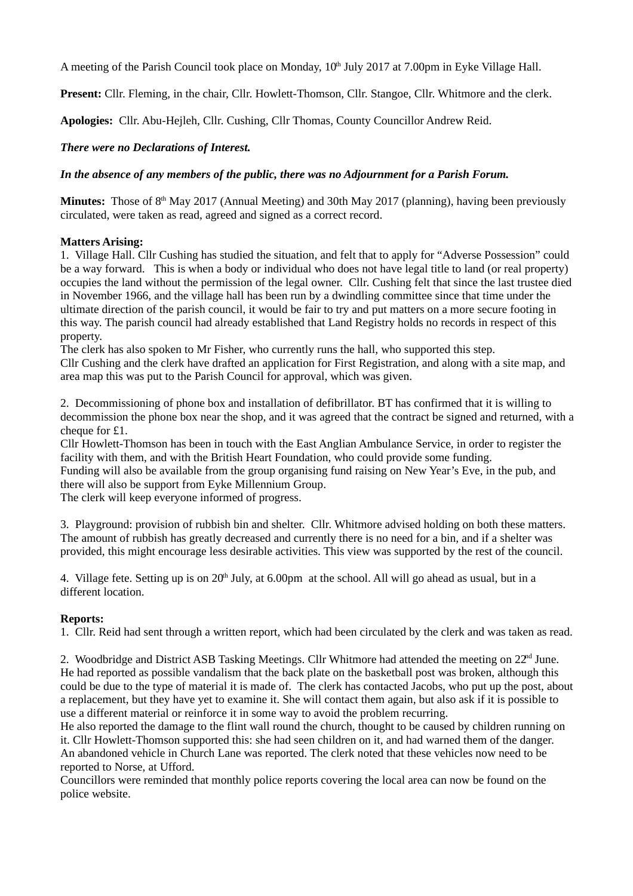A meeting of the Parish Council took place on Monday, 10th July 2017 at 7.00pm in Eyke Village Hall.

**Present:** Cllr. Fleming, in the chair, Cllr. Howlett-Thomson, Cllr. Stangoe, Cllr. Whitmore and the clerk.

**Apologies:** Cllr. Abu-Hejleh, Cllr. Cushing, Cllr Thomas, County Councillor Andrew Reid.

***There were no Declarations of Interest.***

***In the absence of any members of the public, there was no Adjournment for a Parish Forum.***

**Minutes:** Those of 8th May 2017 (Annual Meeting) and 30th May 2017 (planning), having been previously circulated, were taken as read, agreed and signed as a correct record.

**Matters Arising:**

1. Village Hall. Cllr Cushing has studied the situation, and felt that to apply for "Adverse Possession" could be a way forward. This is when a body or individual who does not have legal title to land (or real property) occupies the land without the permission of the legal owner. Cllr. Cushing felt that since the last trustee died in November 1966, and the village hall has been run by a dwindling committee since that time under the ultimate direction of the parish council, it would be fair to try and put matters on a more secure footing in this way. The parish council had already established that Land Registry holds no records in respect of this property.
The clerk has also spoken to Mr Fisher, who currently runs the hall, who supported this step.
Cllr Cushing and the clerk have drafted an application for First Registration, and along with a site map, and area map this was put to the Parish Council for approval, which was given.

2. Decommissioning of phone box and installation of defibrillator. BT has confirmed that it is willing to decommission the phone box near the shop, and it was agreed that the contract be signed and returned, with a cheque for £1.
Cllr Howlett-Thomson has been in touch with the East Anglian Ambulance Service, in order to register the facility with them, and with the British Heart Foundation, who could provide some funding.
Funding will also be available from the group organising fund raising on New Year's Eve, in the pub, and there will also be support from Eyke Millennium Group.
The clerk will keep everyone informed of progress.

3. Playground: provision of rubbish bin and shelter. Cllr. Whitmore advised holding on both these matters. The amount of rubbish has greatly decreased and currently there is no need for a bin, and if a shelter was provided, this might encourage less desirable activities. This view was supported by the rest of the council.

4. Village fete. Setting up is on 20th July, at 6.00pm at the school. All will go ahead as usual, but in a different location.

**Reports:**

1. Cllr. Reid had sent through a written report, which had been circulated by the clerk and was taken as read.

2. Woodbridge and District ASB Tasking Meetings. Cllr Whitmore had attended the meeting on 22nd June. He had reported as possible vandalism that the back plate on the basketball post was broken, although this could be due to the type of material it is made of. The clerk has contacted Jacobs, who put up the post, about a replacement, but they have yet to examine it. She will contact them again, but also ask if it is possible to use a different material or reinforce it in some way to avoid the problem recurring.
He also reported the damage to the flint wall round the church, thought to be caused by children running on it. Cllr Howlett-Thomson supported this: she had seen children on it, and had warned them of the danger.
An abandoned vehicle in Church Lane was reported. The clerk noted that these vehicles now need to be reported to Norse, at Ufford.
Councillors were reminded that monthly police reports covering the local area can now be found on the police website.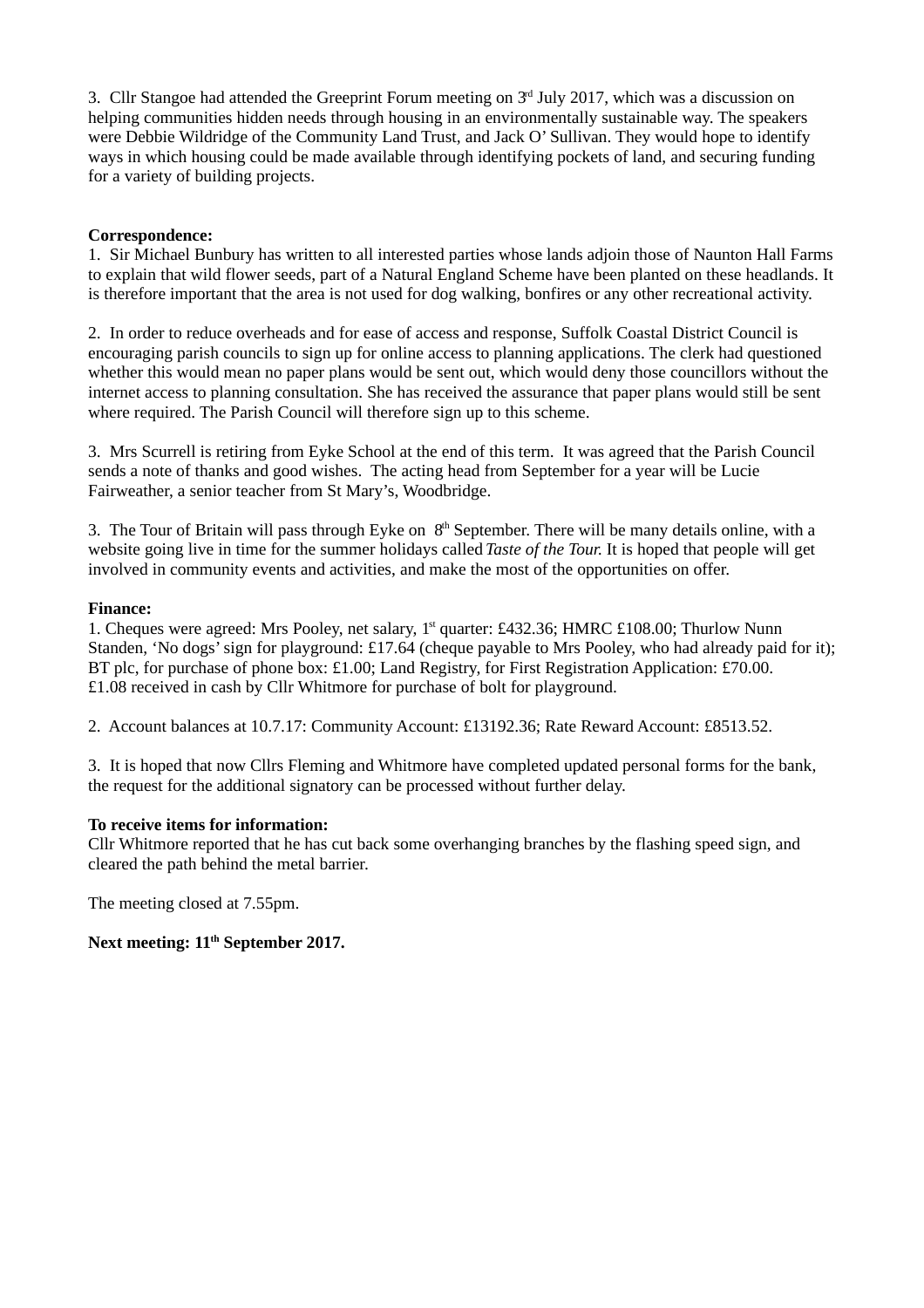3. Cllr Stangoe had attended the Greeprint Forum meeting on 3rd July 2017, which was a discussion on helping communities hidden needs through housing in an environmentally sustainable way. The speakers were Debbie Wildridge of the Community Land Trust, and Jack O' Sullivan. They would hope to identify ways in which housing could be made available through identifying pockets of land, and securing funding for a variety of building projects.

**Correspondence:**

1. Sir Michael Bunbury has written to all interested parties whose lands adjoin those of Naunton Hall Farms to explain that wild flower seeds, part of a Natural England Scheme have been planted on these headlands. It is therefore important that the area is not used for dog walking, bonfires or any other recreational activity.

2. In order to reduce overheads and for ease of access and response, Suffolk Coastal District Council is encouraging parish councils to sign up for online access to planning applications. The clerk had questioned whether this would mean no paper plans would be sent out, which would deny those councillors without the internet access to planning consultation. She has received the assurance that paper plans would still be sent where required. The Parish Council will therefore sign up to this scheme.

3. Mrs Scurrell is retiring from Eyke School at the end of this term. It was agreed that the Parish Council sends a note of thanks and good wishes. The acting head from September for a year will be Lucie Fairweather, a senior teacher from St Mary's, Woodbridge.

3. The Tour of Britain will pass through Eyke on 8th September. There will be many details online, with a website going live in time for the summer holidays called *Taste of the Tour.* It is hoped that people will get involved in community events and activities, and make the most of the opportunities on offer.

**Finance:**

1. Cheques were agreed: Mrs Pooley, net salary, 1st quarter: £432.36; HMRC £108.00; Thurlow Nunn Standen, 'No dogs' sign for playground: £17.64 (cheque payable to Mrs Pooley, who had already paid for it); BT plc, for purchase of phone box: £1.00; Land Registry, for First Registration Application: £70.00. £1.08 received in cash by Cllr Whitmore for purchase of bolt for playground.

2. Account balances at 10.7.17: Community Account: £13192.36; Rate Reward Account: £8513.52.

3. It is hoped that now Cllrs Fleming and Whitmore have completed updated personal forms for the bank, the request for the additional signatory can be processed without further delay.

**To receive items for information:**

Cllr Whitmore reported that he has cut back some overhanging branches by the flashing speed sign, and cleared the path behind the metal barrier.

The meeting closed at 7.55pm.

**Next meeting: 11th September 2017.**